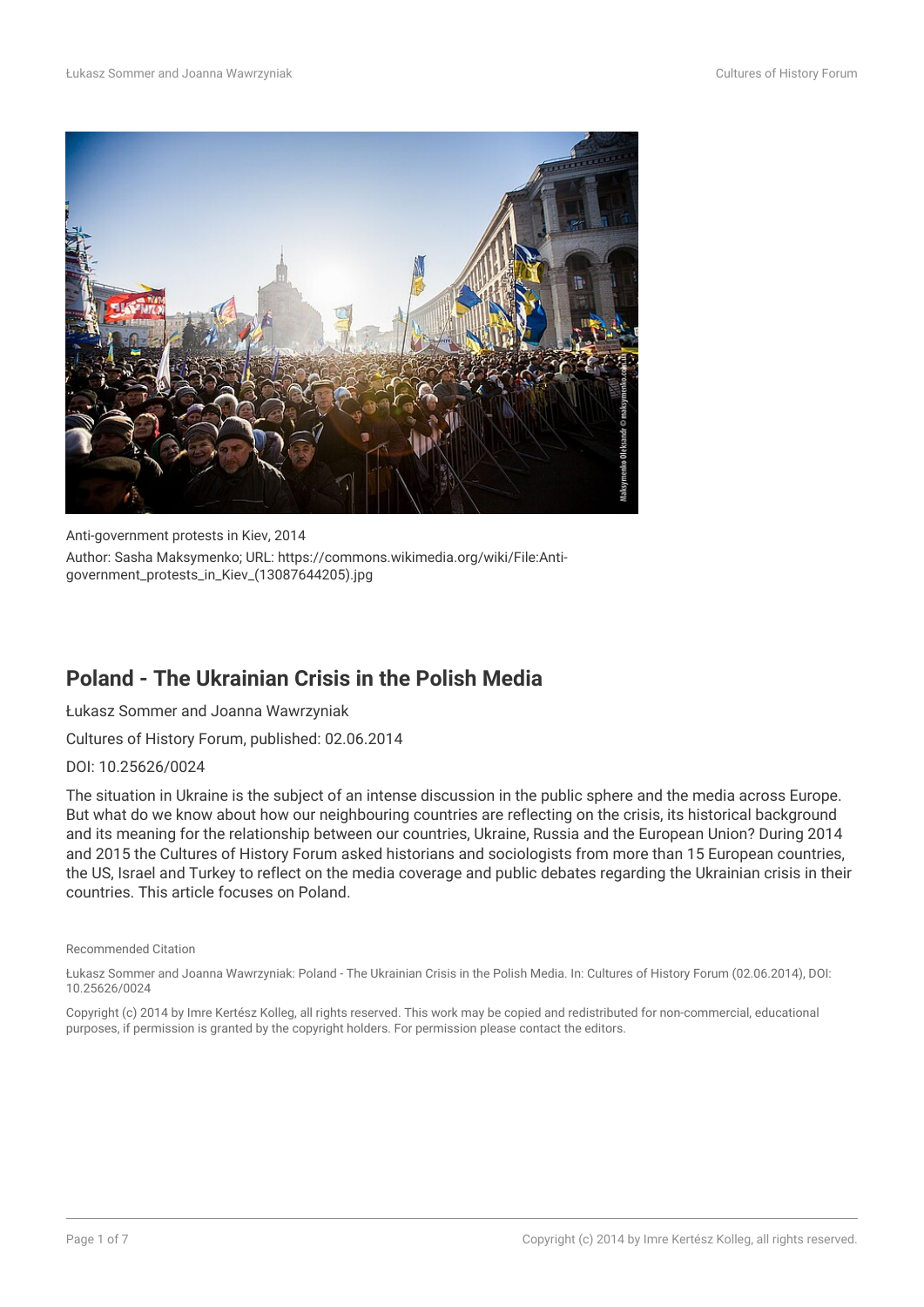Anti-government protests in Kiev, 2014
Author: Sasha Maksymenko; URL: https://commons.wikimedia.org/wiki/File:Anti-government_protests_in_Kiev_(13087644205).jpg

# Poland - The Ukrainian Crisis in the Polish Media

Łukasz Sommer and Joanna Wawrzyniak

Cultures of History Forum, published: 02.06.2014

DOI: 10.25626/0024

The situation in Ukraine is the subject of an intense discussion in the public sphere and the media across Europe. But what do we know about how our neighbouring countries are reflecting on the crisis, its historical background and its meaning for the relationship between our countries, Ukraine, Russia and the European Union? During 2014 and 2015 the Cultures of History Forum asked historians and sociologists from more than 15 European countries, the US, Israel and Turkey to reflect on the media coverage and public debates regarding the Ukrainian crisis in their countries. This article focuses on Poland.

Recommended Citation

Łukasz Sommer and Joanna Wawrzyniak: Poland - The Ukrainian Crisis in the Polish Media. In: Cultures of History Forum (02.06.2014), DOI: 10.25626/0024

Copyright (c) 2014 by Imre Kertész Kolleg, all rights reserved. This work may be copied and redistributed for non-commercial, educational purposes, if permission is granted by the copyright holders. For permission please contact the editors.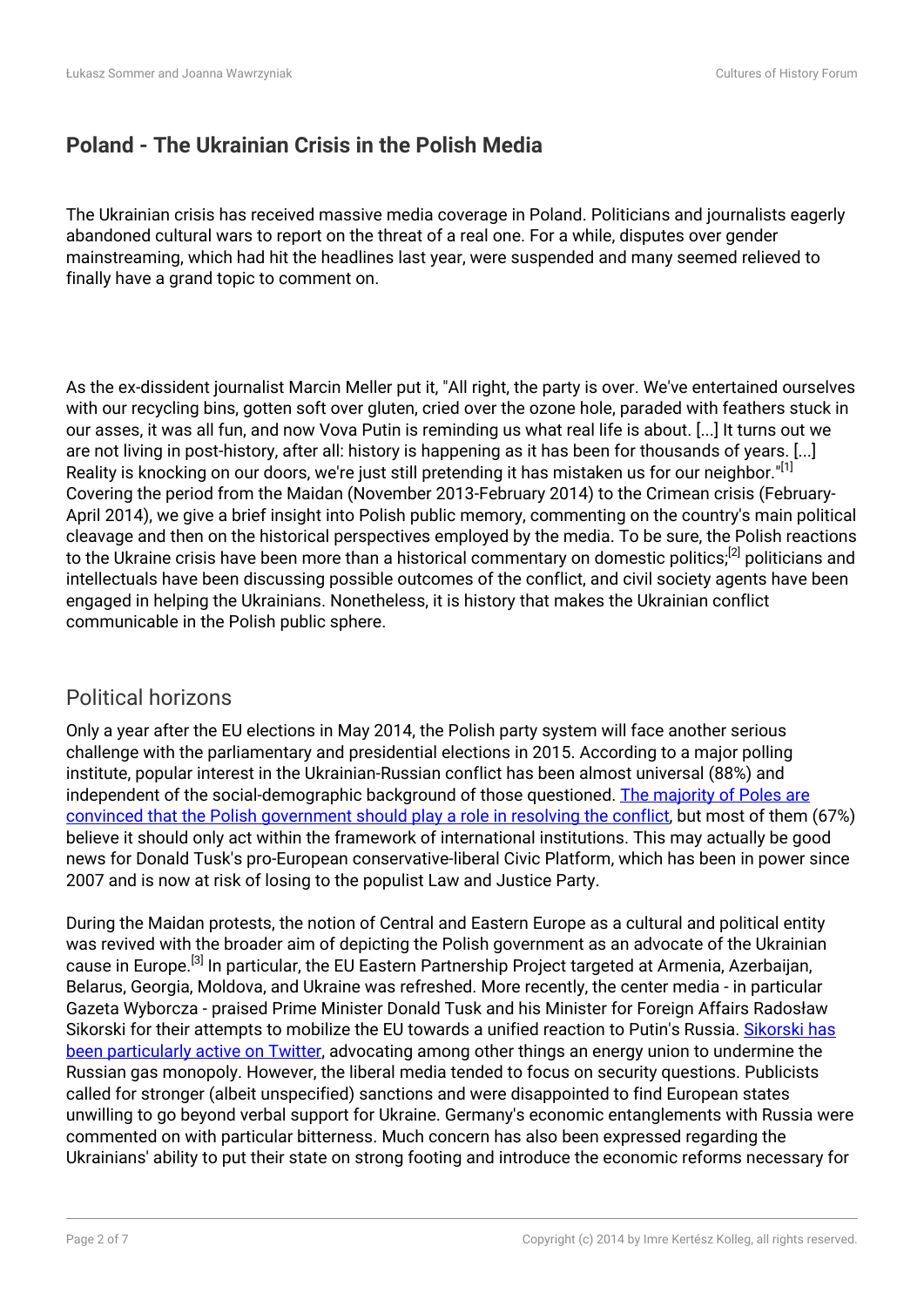## Poland - The Ukrainian Crisis in the Polish Media

The Ukrainian crisis has received massive media coverage in Poland. Politicians and journalists eagerly abandoned cultural wars to report on the threat of a real one. For a while, disputes over gender mainstreaming, which had hit the headlines last year, were suspended and many seemed relieved to finally have a grand topic to comment on.

As the ex-dissident journalist Marcin Meller put it, "All right, the party is over. We've entertained ourselves with our recycling bins, gotten soft over gluten, cried over the ozone hole, paraded with feathers stuck in our asses, it was all fun, and now Vova Putin is reminding us what real life is about. [...] It turns out we are not living in post-history, after all: history is happening as it has been for thousands of years. [...] Reality is knocking on our doors, we're just still pretending it has mistaken us for our neighbor."[1] Covering the period from the Maidan (November 2013-February 2014) to the Crimean crisis (February-April 2014), we give a brief insight into Polish public memory, commenting on the country's main political cleavage and then on the historical perspectives employed by the media. To be sure, the Polish reactions to the Ukraine crisis have been more than a historical commentary on domestic politics;[2] politicians and intellectuals have been discussing possible outcomes of the conflict, and civil society agents have been engaged in helping the Ukrainians. Nonetheless, it is history that makes the Ukrainian conflict communicable in the Polish public sphere.

### Political horizons

Only a year after the EU elections in May 2014, the Polish party system will face another serious challenge with the parliamentary and presidential elections in 2015. According to a major polling institute, popular interest in the Ukrainian-Russian conflict has been almost universal (88%) and independent of the social-demographic background of those questioned. The majority of Poles are convinced that the Polish government should play a role in resolving the conflict, but most of them (67%) believe it should only act within the framework of international institutions. This may actually be good news for Donald Tusk's pro-European conservative-liberal Civic Platform, which has been in power since 2007 and is now at risk of losing to the populist Law and Justice Party.

During the Maidan protests, the notion of Central and Eastern Europe as a cultural and political entity was revived with the broader aim of depicting the Polish government as an advocate of the Ukrainian cause in Europe.[3] In particular, the EU Eastern Partnership Project targeted at Armenia, Azerbaijan, Belarus, Georgia, Moldova, and Ukraine was refreshed. More recently, the center media - in particular Gazeta Wyborcza - praised Prime Minister Donald Tusk and his Minister for Foreign Affairs Radosław Sikorski for their attempts to mobilize the EU towards a unified reaction to Putin's Russia. Sikorski has been particularly active on Twitter, advocating among other things an energy union to undermine the Russian gas monopoly. However, the liberal media tended to focus on security questions. Publicists called for stronger (albeit unspecified) sanctions and were disappointed to find European states unwilling to go beyond verbal support for Ukraine. Germany's economic entanglements with Russia were commented on with particular bitterness. Much concern has also been expressed regarding the Ukrainians' ability to put their state on strong footing and introduce the economic reforms necessary for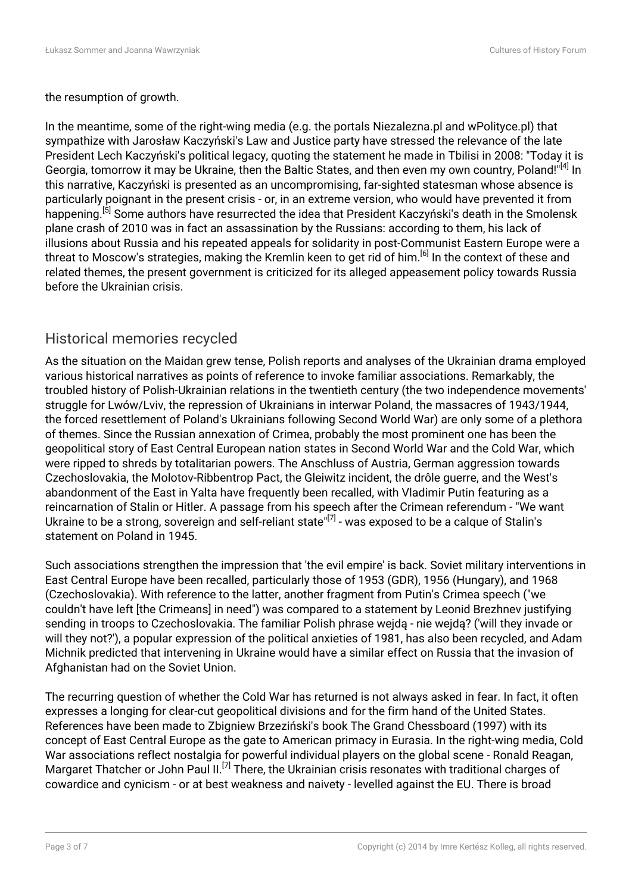the resumption of growth.

In the meantime, some of the right-wing media (e.g. the portals Niezalezna.pl and wPolityce.pl) that sympathize with Jarosław Kaczyński's Law and Justice party have stressed the relevance of the late President Lech Kaczyński's political legacy, quoting the statement he made in Tbilisi in 2008: "Today it is Georgia, tomorrow it may be Ukraine, then the Baltic States, and then even my own country, Poland!"[4] In this narrative, Kaczyński is presented as an uncompromising, far-sighted statesman whose absence is particularly poignant in the present crisis - or, in an extreme version, who would have prevented it from happening.[5] Some authors have resurrected the idea that President Kaczyński's death in the Smolensk plane crash of 2010 was in fact an assassination by the Russians: according to them, his lack of illusions about Russia and his repeated appeals for solidarity in post-Communist Eastern Europe were a threat to Moscow's strategies, making the Kremlin keen to get rid of him.[6] In the context of these and related themes, the present government is criticized for its alleged appeasement policy towards Russia before the Ukrainian crisis.

## Historical memories recycled

As the situation on the Maidan grew tense, Polish reports and analyses of the Ukrainian drama employed various historical narratives as points of reference to invoke familiar associations. Remarkably, the troubled history of Polish-Ukrainian relations in the twentieth century (the two independence movements' struggle for Lwów/Lviv, the repression of Ukrainians in interwar Poland, the massacres of 1943/1944, the forced resettlement of Poland's Ukrainians following Second World War) are only some of a plethora of themes. Since the Russian annexation of Crimea, probably the most prominent one has been the geopolitical story of East Central European nation states in Second World War and the Cold War, which were ripped to shreds by totalitarian powers. The Anschluss of Austria, German aggression towards Czechoslovakia, the Molotov-Ribbentrop Pact, the Gleiwitz incident, the drôle guerre, and the West's abandonment of the East in Yalta have frequently been recalled, with Vladimir Putin featuring as a reincarnation of Stalin or Hitler. A passage from his speech after the Crimean referendum - "We want Ukraine to be a strong, sovereign and self-reliant state"[7] - was exposed to be a calque of Stalin's statement on Poland in 1945.

Such associations strengthen the impression that 'the evil empire' is back. Soviet military interventions in East Central Europe have been recalled, particularly those of 1953 (GDR), 1956 (Hungary), and 1968 (Czechoslovakia). With reference to the latter, another fragment from Putin's Crimea speech ("we couldn't have left [the Crimeans] in need") was compared to a statement by Leonid Brezhnev justifying sending in troops to Czechoslovakia. The familiar Polish phrase wejdą - nie wejdą? ('will they invade or will they not?'), a popular expression of the political anxieties of 1981, has also been recycled, and Adam Michnik predicted that intervening in Ukraine would have a similar effect on Russia that the invasion of Afghanistan had on the Soviet Union.

The recurring question of whether the Cold War has returned is not always asked in fear. In fact, it often expresses a longing for clear-cut geopolitical divisions and for the firm hand of the United States. References have been made to Zbigniew Brzeziński's book The Grand Chessboard (1997) with its concept of East Central Europe as the gate to American primacy in Eurasia. In the right-wing media, Cold War associations reflect nostalgia for powerful individual players on the global scene - Ronald Reagan, Margaret Thatcher or John Paul II.[7] There, the Ukrainian crisis resonates with traditional charges of cowardice and cynicism - or at best weakness and naivety - levelled against the EU. There is broad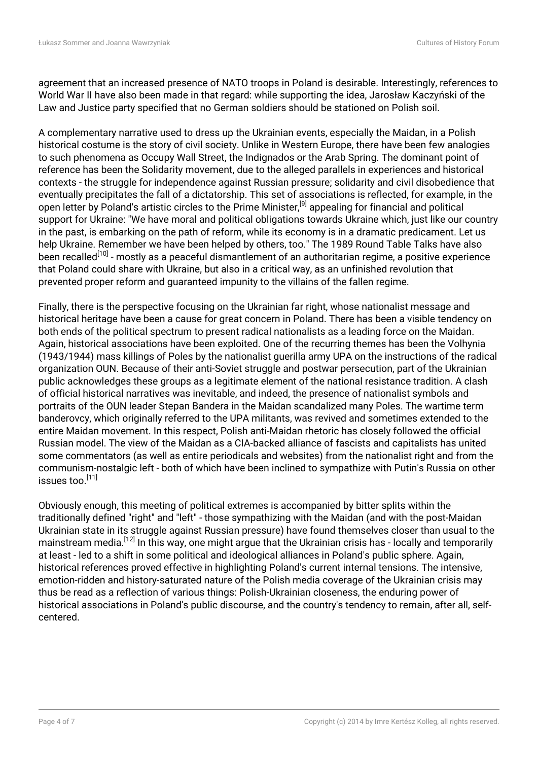agreement that an increased presence of NATO troops in Poland is desirable. Interestingly, references to World War II have also been made in that regard: while supporting the idea, Jarosław Kaczyński of the Law and Justice party specified that no German soldiers should be stationed on Polish soil.

A complementary narrative used to dress up the Ukrainian events, especially the Maidan, in a Polish historical costume is the story of civil society. Unlike in Western Europe, there have been few analogies to such phenomena as Occupy Wall Street, the Indignados or the Arab Spring. The dominant point of reference has been the Solidarity movement, due to the alleged parallels in experiences and historical contexts - the struggle for independence against Russian pressure; solidarity and civil disobedience that eventually precipitates the fall of a dictatorship. This set of associations is reflected, for example, in the open letter by Poland's artistic circles to the Prime Minister,[9] appealing for financial and political support for Ukraine: "We have moral and political obligations towards Ukraine which, just like our country in the past, is embarking on the path of reform, while its economy is in a dramatic predicament. Let us help Ukraine. Remember we have been helped by others, too." The 1989 Round Table Talks have also been recalled[10] - mostly as a peaceful dismantlement of an authoritarian regime, a positive experience that Poland could share with Ukraine, but also in a critical way, as an unfinished revolution that prevented proper reform and guaranteed impunity to the villains of the fallen regime.

Finally, there is the perspective focusing on the Ukrainian far right, whose nationalist message and historical heritage have been a cause for great concern in Poland. There has been a visible tendency on both ends of the political spectrum to present radical nationalists as a leading force on the Maidan. Again, historical associations have been exploited. One of the recurring themes has been the Volhynia (1943/1944) mass killings of Poles by the nationalist guerilla army UPA on the instructions of the radical organization OUN. Because of their anti-Soviet struggle and postwar persecution, part of the Ukrainian public acknowledges these groups as a legitimate element of the national resistance tradition. A clash of official historical narratives was inevitable, and indeed, the presence of nationalist symbols and portraits of the OUN leader Stepan Bandera in the Maidan scandalized many Poles. The wartime term banderovcy, which originally referred to the UPA militants, was revived and sometimes extended to the entire Maidan movement. In this respect, Polish anti-Maidan rhetoric has closely followed the official Russian model. The view of the Maidan as a CIA-backed alliance of fascists and capitalists has united some commentators (as well as entire periodicals and websites) from the nationalist right and from the communism-nostalgic left - both of which have been inclined to sympathize with Putin's Russia on other issues too.[11]

Obviously enough, this meeting of political extremes is accompanied by bitter splits within the traditionally defined "right" and "left" - those sympathizing with the Maidan (and with the post-Maidan Ukrainian state in its struggle against Russian pressure) have found themselves closer than usual to the mainstream media.[12] In this way, one might argue that the Ukrainian crisis has - locally and temporarily at least - led to a shift in some political and ideological alliances in Poland's public sphere. Again, historical references proved effective in highlighting Poland's current internal tensions. The intensive, emotion-ridden and history-saturated nature of the Polish media coverage of the Ukrainian crisis may thus be read as a reflection of various things: Polish-Ukrainian closeness, the enduring power of historical associations in Poland's public discourse, and the country's tendency to remain, after all, self-centered.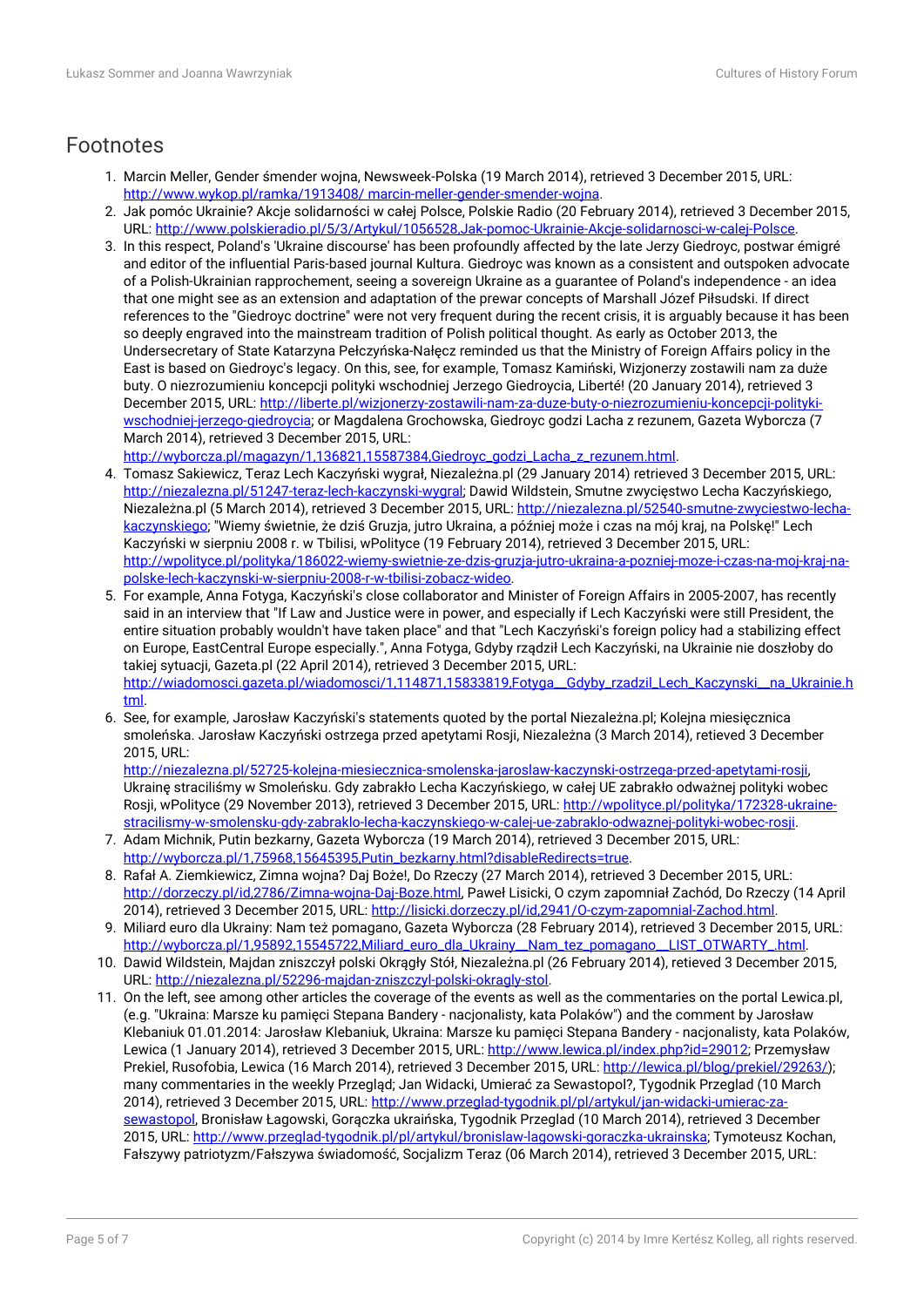## Footnotes

1. Marcin Meller, Gender śmender wojna, Newsweek-Polska (19 March 2014), retrieved 3 December 2015, URL: http://www.wykop.pl/ramka/1913408/ marcin-meller-gender-smender-wojna.
2. Jak pomóc Ukrainie? Akcje solidarności w całej Polsce, Polskie Radio (20 February 2014), retrieved 3 December 2015, URL: http://www.polskieradio.pl/5/3/Artykul/1056528,Jak-pomoc-Ukrainie-Akcje-solidarnosci-w-calej-Polsce.
3. In this respect, Poland's 'Ukraine discourse' has been profoundly affected by the late Jerzy Giedroyc, postwar émigré and editor of the influential Paris-based journal Kultura. Giedroyc was known as a consistent and outspoken advocate of a Polish-Ukrainian rapprochement, seeing a sovereign Ukraine as a guarantee of Poland's independence - an idea that one might see as an extension and adaptation of the prewar concepts of Marshall Józef Piłsudski. If direct references to the "Giedroyc doctrine" were not very frequent during the recent crisis, it is arguably because it has been so deeply engraved into the mainstream tradition of Polish political thought. As early as October 2013, the Undersecretary of State Katarzyna Pełczyńska-Nałęcz reminded us that the Ministry of Foreign Affairs policy in the East is based on Giedroyc's legacy. On this, see, for example, Tomasz Kamiński, Wizjonerzy zostawili nam za duże buty. O niezrozumieniu koncepcji polityki wschodniej Jerzego Giedroycia, Liberté! (20 January 2014), retrieved 3 December 2015, URL: http://liberte.pl/wizjonerzy-zostawili-nam-za-duze-buty-o-niezrozumieniu-koncepcji-polityki-wschodniej-jerzego-giedroycia; or Magdalena Grochowska, Giedroyc godzi Lacha z rezunem, Gazeta Wyborcza (7 March 2014), retrieved 3 December 2015, URL: http://wyborcza.pl/magazyn/1,136821,15587384,Giedroyc_godzi_Lacha_z_rezunem.html.
4. Tomasz Sakiewicz, Teraz Lech Kaczyński wygrał, Niezależna.pl (29 January 2014) retrieved 3 December 2015, URL: http://niezalezna.pl/51247-teraz-lech-kaczynski-wygral; Dawid Wildstein, Smutne zwycięstwo Lecha Kaczyńskiego, Niezależna.pl (5 March 2014), retrieved 3 December 2015, URL: http://niezalezna.pl/52540-smutne-zwyciestwo-lecha-kaczynskiego; "Wiemy świetnie, że dziś Gruzja, jutro Ukraina, a później może i czas na mój kraj, na Polskę!" Lech Kaczyński w sierpniu 2008 r. w Tbilisi, wPolityce (19 February 2014), retrieved 3 December 2015, URL: http://wpolityce.pl/polityka/186022-wiemy-swietnie-ze-dzis-gruzja-jutro-ukraina-a-pozniej-moze-i-czas-na-moj-kraj-na-polske-lech-kaczynski-w-sierpniu-2008-r-w-tbilisi-zobacz-wideo.
5. For example, Anna Fotyga, Kaczyński's close collaborator and Minister of Foreign Affairs in 2005-2007, has recently said in an interview that "If Law and Justice were in power, and especially if Lech Kaczyński were still President, the entire situation probably wouldn't have taken place" and that "Lech Kaczyński's foreign policy had a stabilizing effect on Europe, EastCentral Europe especially.", Anna Fotyga, Gdyby rządził Lech Kaczyński, na Ukrainie nie doszłoby do takiej sytuacji, Gazeta.pl (22 April 2014), retrieved 3 December 2015, URL: http://wiadomosci.gazeta.pl/wiadomosci/1,114871,15833819,Fotyga__Gdyby_rzadzil_Lech_Kaczynski__na_Ukrainie.html.
6. See, for example, Jarosław Kaczyński's statements quoted by the portal Niezależna.pl; Kolejna miesięcznica smoleńska. Jarosław Kaczyński ostrzega przed apetytami Rosji, Niezależna (3 March 2014), retieved 3 December 2015, URL: http://niezalezna.pl/52725-kolejna-miesiecznica-smolenska-jaroslaw-kaczynski-ostrzega-przed-apetytami-rosji, Ukrainę straciliśmy w Smoleńsku. Gdy zabrakło Lecha Kaczyńskiego, w całej UE zabrakło odważnej polityki wobec Rosji, wPolityce (29 November 2013), retrieved 3 December 2015, URL: http://wpolityce.pl/polityka/172328-ukraine-stracilismy-w-smolensku-gdy-zabraklo-lecha-kaczynskiego-w-calej-ue-zabraklo-odwaznej-polityki-wobec-rosji.
7. Adam Michnik, Putin bezkarny, Gazeta Wyborcza (19 March 2014), retrieved 3 December 2015, URL: http://wyborcza.pl/1,75968,15645395,Putin_bezkarny.html?disableRedirects=true.
8. Rafał A. Ziemkiewicz, Zimna wojna? Daj Boże!, Do Rzeczy (27 March 2014), retrieved 3 December 2015, URL: http://dorzeczy.pl/id,2786/Zimna-wojna-Daj-Boze.html, Paweł Lisicki, O czym zapomniał Zachód, Do Rzeczy (14 April 2014), retrieved 3 December 2015, URL: http://lisicki.dorzeczy.pl/id,2941/O-czym-zapomnial-Zachod.html.
9. Miliard euro dla Ukrainy: Nam też pomagano, Gazeta Wyborcza (28 February 2014), retrieved 3 December 2015, URL: http://wyborcza.pl/1,95892,15545722,Miliard_euro_dla_Ukrainy__Nam_tez_pomagano__LIST_OTWARTY_.html.
10. Dawid Wildstein, Majdan zniszczył polski Okrągły Stół, Niezależna.pl (26 February 2014), retieved 3 December 2015, URL: http://niezalezna.pl/52296-majdan-zniszczyl-polski-okragly-stol.
11. On the left, see among other articles the coverage of the events as well as the commentaries on the portal Lewica.pl, (e.g. "Ukraina: Marsze ku pamięci Stepana Bandery - nacjonalisty, kata Polaków") and the comment by Jarosław Klebaniuk 01.01.2014: Jarosław Klebaniuk, Ukraina: Marsze ku pamięci Stepana Bandery - nacjonalisty, kata Polaków, Lewica (1 January 2014), retrieved 3 December 2015, URL: http://www.lewica.pl/index.php?id=29012; Przemysław Prekiel, Rusofobia, Lewica (16 March 2014), retrieved 3 December 2015, URL: http://lewica.pl/blog/prekiel/29263/); many commentaries in the weekly Przegląd; Jan Widacki, Umierać za Sewastopol?, Tygodnik Przeglad (10 March 2014), retrieved 3 December 2015, URL: http://www.przeglad-tygodnik.pl/pl/artykul/jan-widacki-umierac-za-sewastopol, Bronisław Łagowski, Gorączka ukraińska, Tygodnik Przeglad (10 March 2014), retrieved 3 December 2015, URL: http://www.przeglad-tygodnik.pl/pl/artykul/bronislaw-lagowski-goraczka-ukrainska; Tymoteusz Kochan, Fałszywy patriotyzm/Fałszywa świadomość, Socjalizm Teraz (06 March 2014), retrieved 3 December 2015, URL: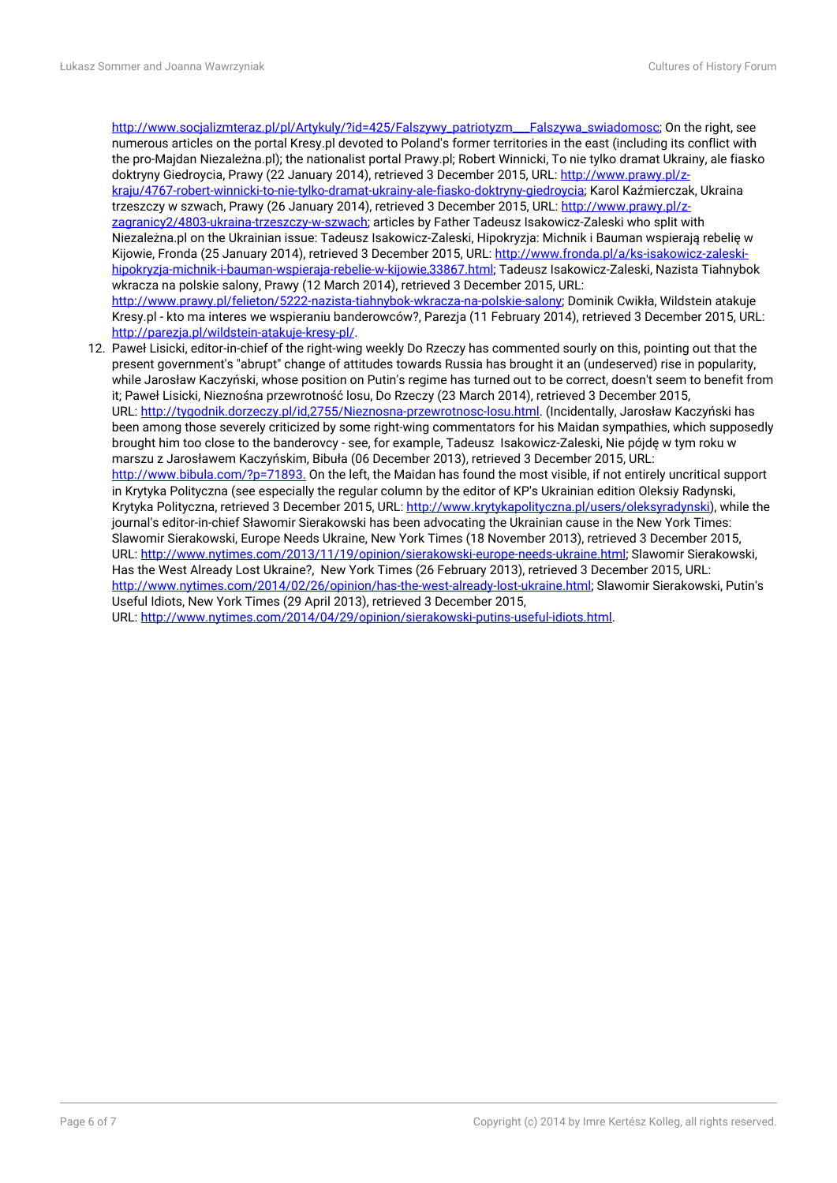http://www.socjalizmteraz.pl/pl/Artykuly/?id=425/Falszywy_patriotyzm___Falszywa_swiadomosc; On the right, see numerous articles on the portal Kresy.pl devoted to Poland's former territories in the east (including its conflict with the pro-Majdan Niezależna.pl); the nationalist portal Prawy.pl; Robert Winnicki, To nie tylko dramat Ukrainy, ale fiasko doktryny Giedroycia, Prawy (22 January 2014), retrieved 3 December 2015, URL: http://www.prawy.pl/z-kraju/4767-robert-winnicki-to-nie-tylko-dramat-ukrainy-ale-fiasko-doktryny-giedroycia; Karol Kaźmierczak, Ukraina trzeszczy w szwach, Prawy (26 January 2014), retrieved 3 December 2015, URL: http://www.prawy.pl/z-zagranicy2/4803-ukraina-trzeszczy-w-szwach; articles by Father Tadeusz Isakowicz-Zaleski who split with Niezależna.pl on the Ukrainian issue: Tadeusz Isakowicz-Zaleski, Hipokryzja: Michnik i Bauman wspierają rebelię w Kijowie, Fronda (25 January 2014), retrieved 3 December 2015, URL: http://www.fronda.pl/a/ks-isakowicz-zaleski-hipokryzja-michnik-i-bauman-wspieraja-rebelie-w-kijowie,33867.html; Tadeusz Isakowicz-Zaleski, Nazista Tiahnybok wkracza na polskie salony, Prawy (12 March 2014), retrieved 3 December 2015, URL: http://www.prawy.pl/felieton/5222-nazista-tiahnybok-wkracza-na-polskie-salony; Dominik Cwikła, Wildstein atakuje Kresy.pl - kto ma interes we wspieraniu banderowców?, Parezja (11 February 2014), retrieved 3 December 2015, URL: http://parezja.pl/wildstein-atakuje-kresy-pl/.

12. Paweł Lisicki, editor-in-chief of the right-wing weekly Do Rzeczy has commented sourly on this, pointing out that the present government's "abrupt" change of attitudes towards Russia has brought it an (undeserved) rise in popularity, while Jarosław Kaczyński, whose position on Putin's regime has turned out to be correct, doesn't seem to benefit from it; Paweł Lisicki, Nieznośna przewrotność losu, Do Rzeczy (23 March 2014), retrieved 3 December 2015, URL: http://tygodnik.dorzeczy.pl/id,2755/Nieznosna-przewrotnosc-losu.html. (Incidentally, Jarosław Kaczyński has been among those severely criticized by some right-wing commentators for his Maidan sympathies, which supposedly brought him too close to the banderovcy - see, for example, Tadeusz Isakowicz-Zaleski, Nie pójdę w tym roku w marszu z Jarosławem Kaczyńskim, Bibuła (06 December 2013), retrieved 3 December 2015, URL: http://www.bibula.com/?p=71893. On the left, the Maidan has found the most visible, if not entirely uncritical support in Krytyka Polityczna (see especially the regular column by the editor of KP's Ukrainian edition Oleksiy Radynski, Krytyka Polityczna, retrieved 3 December 2015, URL: http://www.krytykapolityczna.pl/users/oleksyradynski), while the journal's editor-in-chief Sławomir Sierakowski has been advocating the Ukrainian cause in the New York Times: Slawomir Sierakowski, Europe Needs Ukraine, New York Times (18 November 2013), retrieved 3 December 2015, URL: http://www.nytimes.com/2013/11/19/opinion/sierakowski-europe-needs-ukraine.html; Slawomir Sierakowski, Has the West Already Lost Ukraine?, New York Times (26 February 2013), retrieved 3 December 2015, URL: http://www.nytimes.com/2014/02/26/opinion/has-the-west-already-lost-ukraine.html; Slawomir Sierakowski, Putin's Useful Idiots, New York Times (29 April 2013), retrieved 3 December 2015, URL: http://www.nytimes.com/2014/04/29/opinion/sierakowski-putins-useful-idiots.html.